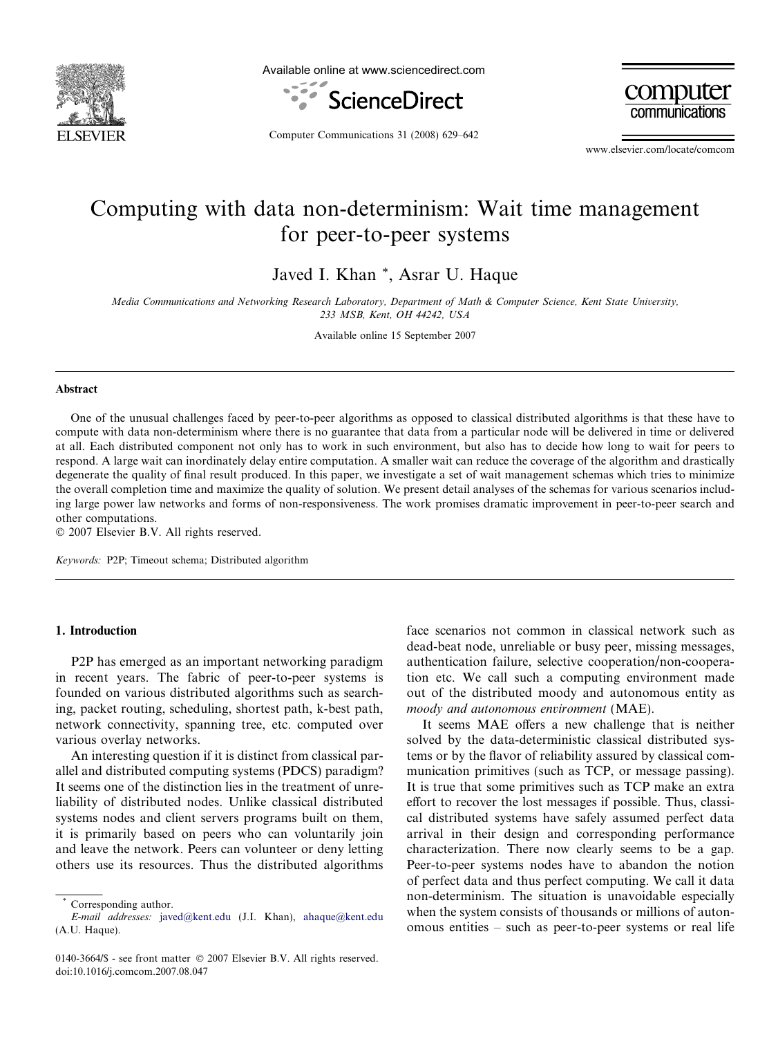# Computing with data non-determinism: Wait time management for peer-to-peer systems

Javed I. Khan *, Asrar U. Haque

*Media Communications and Networking Research Laboratory, Department of Math & Computer Science, Kent State University, 233 MSB, Kent, OH 44242, USA*

Available online 15 September 2007

## Abstract

One of the unusual challenges faced by peer-to-peer algorithms as opposed to classical distributed algorithms is that these have to compute with data non-determinism where there is no guarantee that data from a particular node will be delivered in time or delivered at all. Each distributed component not only has to work in such environment, but also has to decide how long to wait for peers to respond. A large wait can inordinately delay entire computation. A smaller wait can reduce the coverage of the algorithm and drastically degenerate the quality of final result produced. In this paper, we investigate a set of wait management schemas which tries to minimize the overall completion time and maximize the quality of solution. We present detail analyses of the schemas for various scenarios including large power law networks and forms of non-responsiveness. The work promises dramatic improvement in peer-to-peer search and other computations.

© 2007 Elsevier B.V. All rights reserved.

*Keywords:* P2P; Timeout schema; Distributed algorithm

## 1. Introduction

P2P has emerged as an important networking paradigm in recent years. The fabric of peer-to-peer systems is founded on various distributed algorithms such as searching, packet routing, scheduling, shortest path, k-best path, network connectivity, spanning tree, etc. computed over various overlay networks.

An interesting question if it is distinct from classical parallel and distributed computing systems (PDCS) paradigm? It seems one of the distinction lies in the treatment of unreliability of distributed nodes. Unlike classical distributed systems nodes and client servers programs built on them, it is primarily based on peers who can voluntarily join and leave the network. Peers can volunteer or deny letting others use its resources. Thus the distributed algorithms face scenarios not common in classical network such as dead-beat node, unreliable or busy peer, missing messages, authentication failure, selective cooperation/non-cooperation etc. We call such a computing environment made out of the distributed moody and autonomous entity as *moody and autonomous environment* (MAE).

It seems MAE offers a new challenge that is neither solved by the data-deterministic classical distributed systems or by the flavor of reliability assured by classical communication primitives (such as TCP, or message passing). It is true that some primitives such as TCP make an extra effort to recover the lost messages if possible. Thus, classical distributed systems have safely assumed perfect data arrival in their design and corresponding performance characterization. There now clearly seems to be a gap. Peer-to-peer systems nodes have to abandon the notion of perfect data and thus perfect computing. We call it data non-determinism. The situation is unavoidable especially when the system consists of thousands or millions of autonomous entities – such as peer-to-peer systems or real life

---

* Corresponding author.
*E-mail addresses:* javed@kent.edu (J.I. Khan), ahaque@kent.edu (A.U. Haque).

0140-3664/$ - see front matter © 2007 Elsevier B.V. All rights reserved.
doi:10.1016/j.comcom.2007.08.047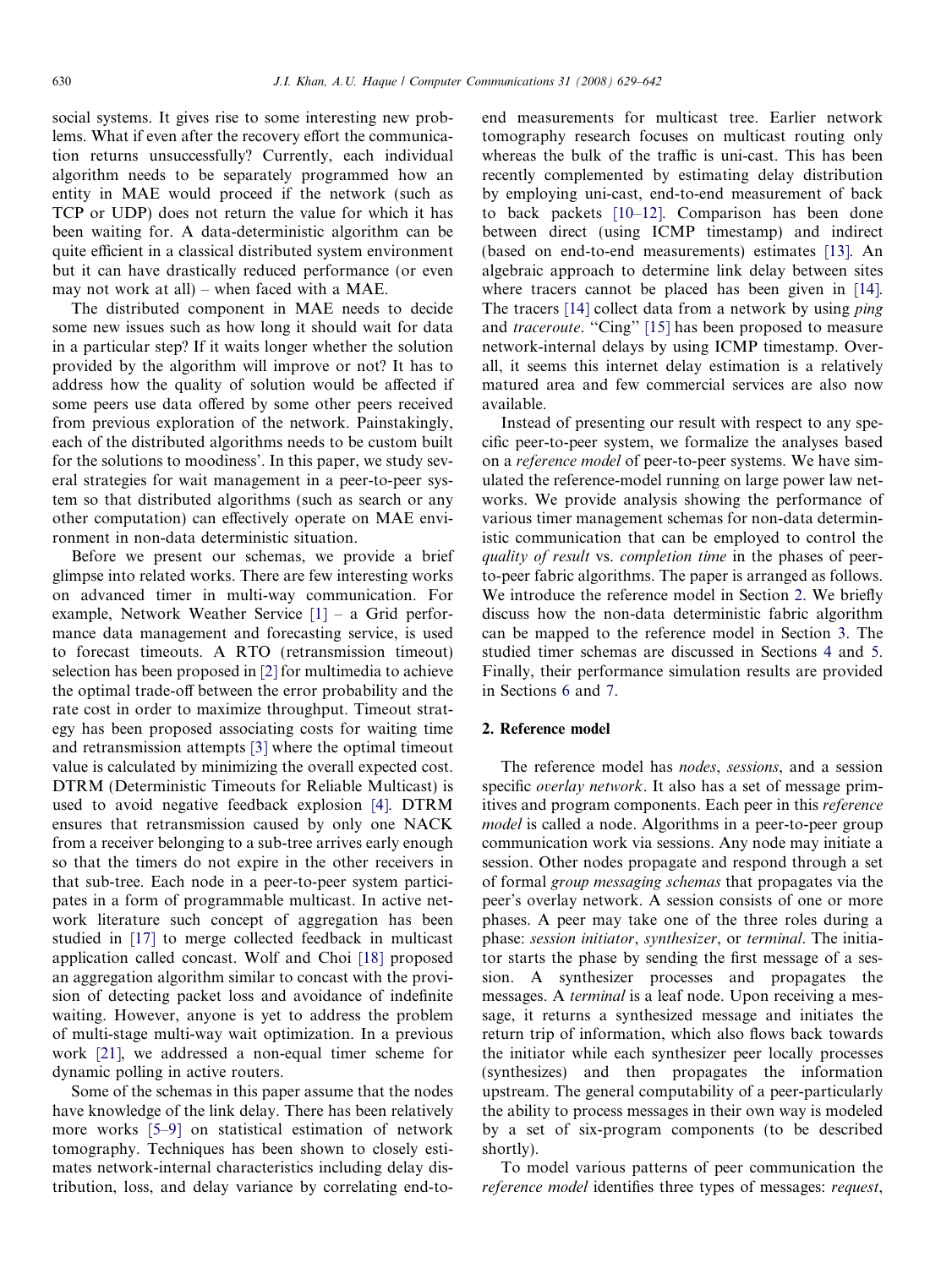social systems. It gives rise to some interesting new problems. What if even after the recovery effort the communication returns unsuccessfully? Currently, each individual algorithm needs to be separately programmed how an entity in MAE would proceed if the network (such as TCP or UDP) does not return the value for which it has been waiting for. A data-deterministic algorithm can be quite efficient in a classical distributed system environment but it can have drastically reduced performance (or even may not work at all) – when faced with a MAE.

The distributed component in MAE needs to decide some new issues such as how long it should wait for data in a particular step? If it waits longer whether the solution provided by the algorithm will improve or not? It has to address how the quality of solution would be affected if some peers use data offered by some other peers received from previous exploration of the network. Painstakingly, each of the distributed algorithms needs to be custom built for the solutions to moodiness'. In this paper, we study several strategies for wait management in a peer-to-peer system so that distributed algorithms (such as search or any other computation) can effectively operate on MAE environment in non-data deterministic situation.

Before we present our schemas, we provide a brief glimpse into related works. There are few interesting works on advanced timer in multi-way communication. For example, Network Weather Service [1] – a Grid performance data management and forecasting service, is used to forecast timeouts. A RTO (retransmission timeout) selection has been proposed in [2] for multimedia to achieve the optimal trade-off between the error probability and the rate cost in order to maximize throughput. Timeout strategy has been proposed associating costs for waiting time and retransmission attempts [3] where the optimal timeout value is calculated by minimizing the overall expected cost. DTRM (Deterministic Timeouts for Reliable Multicast) is used to avoid negative feedback explosion [4]. DTRM ensures that retransmission caused by only one NACK from a receiver belonging to a sub-tree arrives early enough so that the timers do not expire in the other receivers in that sub-tree. Each node in a peer-to-peer system participates in a form of programmable multicast. In active network literature such concept of aggregation has been studied in [17] to merge collected feedback in multicast application called concast. Wolf and Choi [18] proposed an aggregation algorithm similar to concast with the provision of detecting packet loss and avoidance of indefinite waiting. However, anyone is yet to address the problem of multi-stage multi-way wait optimization. In a previous work [21], we addressed a non-equal timer scheme for dynamic polling in active routers.

Some of the schemas in this paper assume that the nodes have knowledge of the link delay. There has been relatively more works [5–9] on statistical estimation of network tomography. Techniques has been shown to closely estimate network-internal characteristics including delay distribution, loss, and delay variance by correlating end-to-end measurements for multicast tree. Earlier network tomography research focuses on multicast routing only whereas the bulk of the traffic is uni-cast. This has been recently complemented by estimating delay distribution by employing uni-cast, end-to-end measurement of back to back packets [10–12]. Comparison has been done between direct (using ICMP timestamp) and indirect (based on end-to-end measurements) estimates [13]. An algebraic approach to determine link delay between sites where tracers cannot be placed has been given in [14]. The tracers [14] collect data from a network by using *ping* and *traceroute*. "Cing" [15] has been proposed to measure network-internal delays by using ICMP timestamp. Overall, it seems this internet delay estimation is a relatively matured area and few commercial services are also now available.

Instead of presenting our result with respect to any specific peer-to-peer system, we formalize the analyses based on a *reference model* of peer-to-peer systems. We have simulated the reference-model running on large power law networks. We provide analysis showing the performance of various timer management schemas for non-data deterministic communication that can be employed to control the *quality of result* vs. *completion time* in the phases of peer-to-peer fabric algorithms. The paper is arranged as follows. We introduce the reference model in Section 2. We briefly discuss how the non-data deterministic fabric algorithm can be mapped to the reference model in Section 3. The studied timer schemas are discussed in Sections 4 and 5. Finally, their performance simulation results are provided in Sections 6 and 7.

## 2. Reference model

The reference model has *nodes*, *sessions*, and a session specific *overlay network*. It also has a set of message primitives and program components. Each peer in this *reference model* is called a node. Algorithms in a peer-to-peer group communication work via sessions. Any node may initiate a session. Other nodes propagate and respond through a set of formal *group messaging schemas* that propagates via the peer's overlay network. A session consists of one or more phases. A peer may take one of the three roles during a phase: *session initiator*, *synthesizer*, or *terminal*. The initiator starts the phase by sending the first message of a session. A synthesizer processes and propagates the messages. A *terminal* is a leaf node. Upon receiving a message, it returns a synthesized message and initiates the return trip of information, which also flows back towards the initiator while each synthesizer peer locally processes (synthesizes) and then propagates the information upstream. The general computability of a peer-particularly the ability to process messages in their own way is modeled by a set of six-program components (to be described shortly).

To model various patterns of peer communication the *reference model* identifies three types of messages: *request*,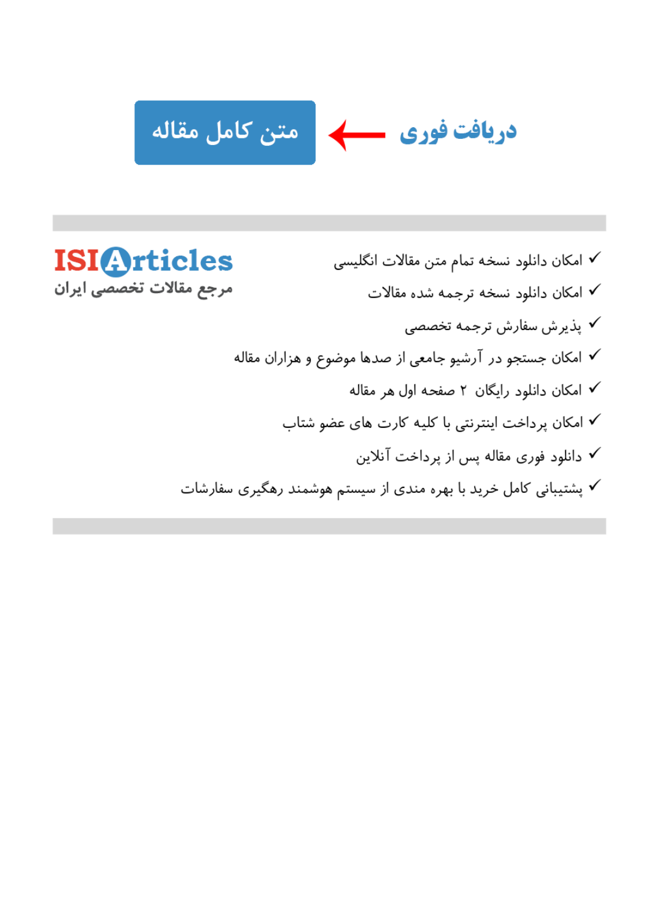دریافت فوری ← متن کامل مقاله

**ISIArticles**
مرجع مقالات تخصصی ایران

- ✓ امکان دانلود نسخه تمام متن مقالات انگلیسی
- ✓ امکان دانلود نسخه ترجمه شده مقالات
- ✓ پذیرش سفارش ترجمه تخصصی
- ✓ امکان جستجو در آرشیو جامعی از صدها موضوع و هزاران مقاله
- ✓ امکان دانلود رایگان ۲ صفحه اول هر مقاله
- ✓ امکان پرداخت اینترنتی با کلیه کارت های عضو شتاب
- ✓ دانلود فوری مقاله پس از پرداخت آنلاین
- ✓ پشتیبانی کامل خرید با بهره مندی از سیستم هوشمند رهگیری سفارشات